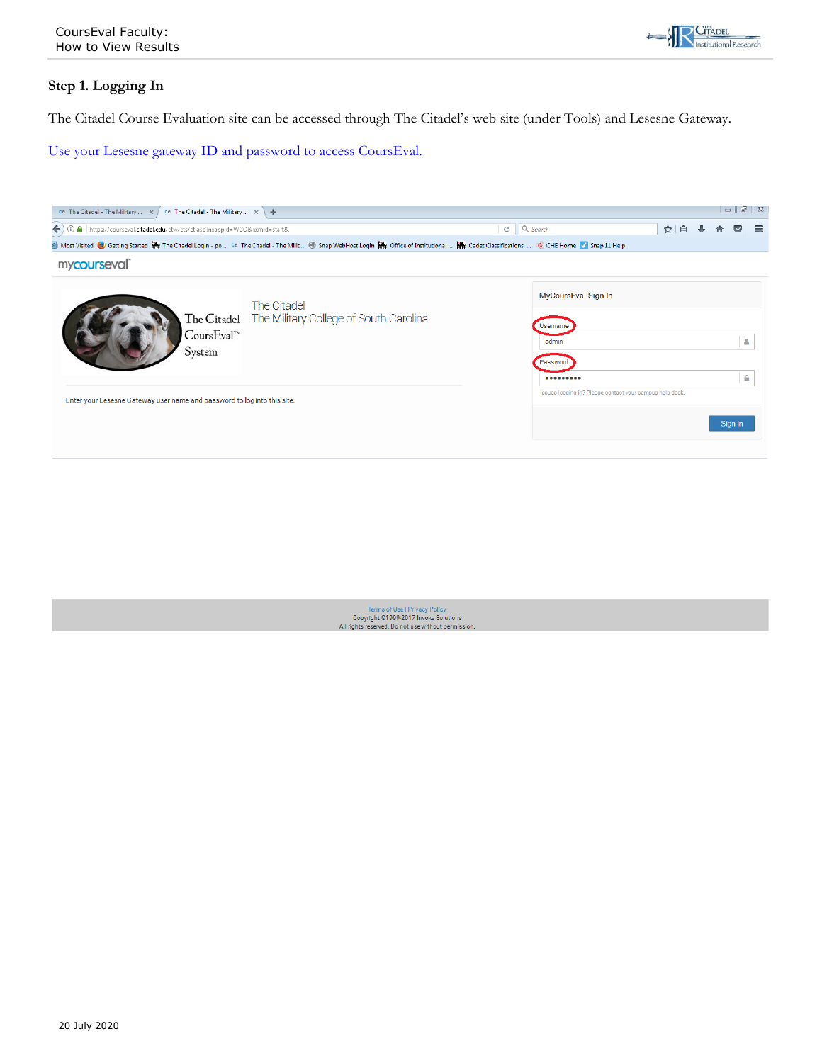## Step 1. Logging In

The Citadel Course Evaluation site can be accessed through The Citadel's web site (under Tools) and Lesesne Gateway.

Use your Lesesne gateway ID and password to access CoursEval.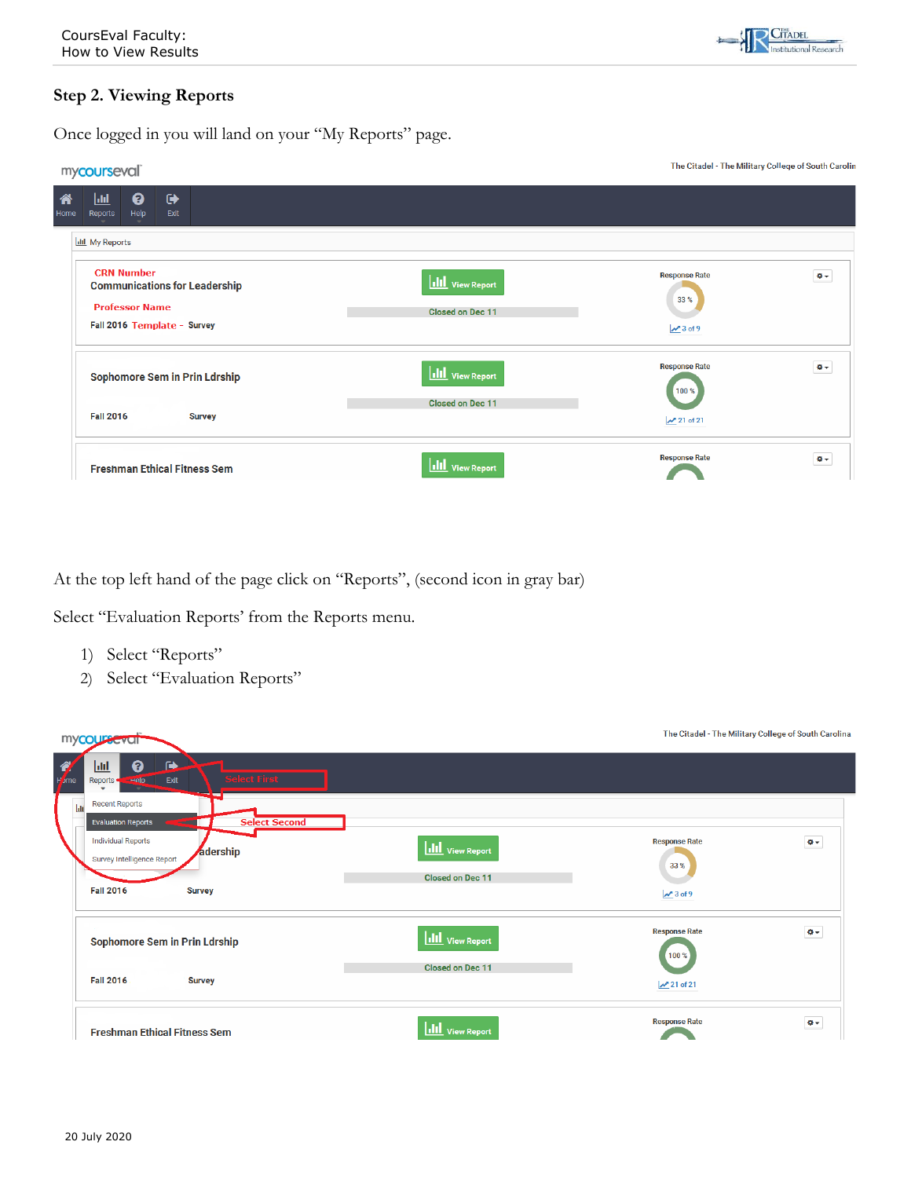## Step 2. Viewing Reports

Once logged in you will land on your "My Reports" page.

At the top left hand of the page click on "Reports", (second icon in gray bar)

Select "Evaluation Reports' from the Reports menu.

1) Select "Reports"
2) Select "Evaluation Reports"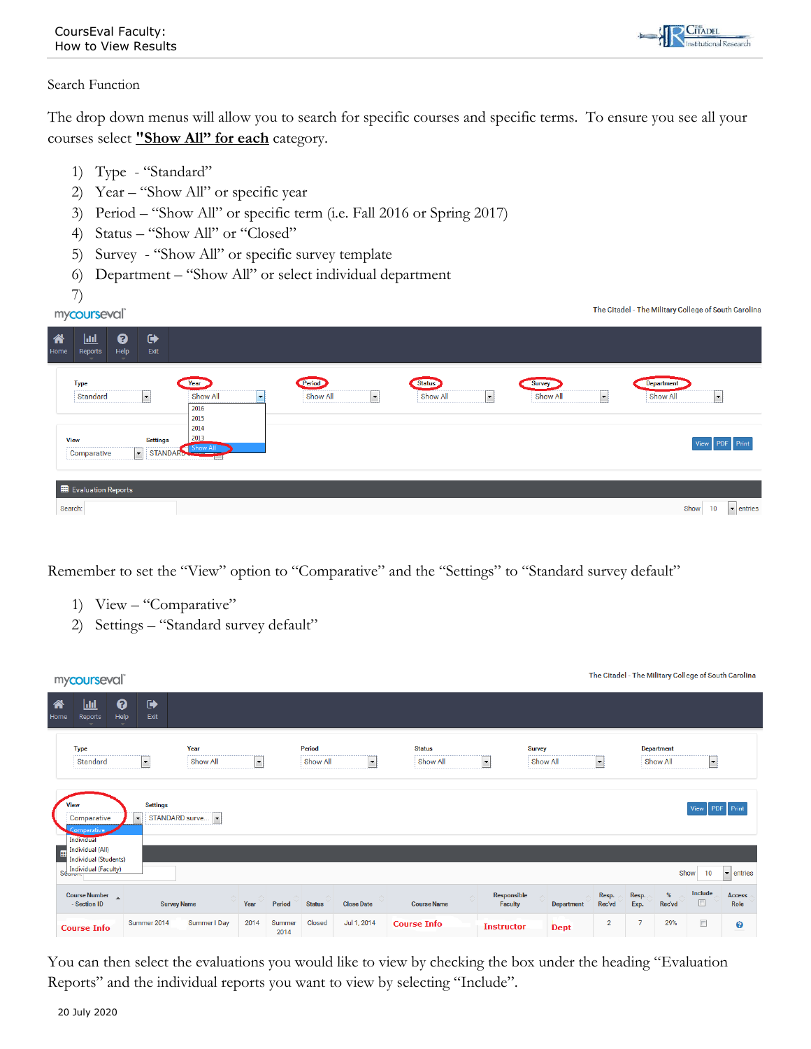Search Function

The drop down menus will allow you to search for specific courses and specific terms. To ensure you see all your courses select **"Show All" for each** category.

1) Type - "Standard"
2) Year – "Show All" or specific year
3) Period – "Show All" or specific term (i.e. Fall 2016 or Spring 2017)
4) Status – "Show All" or "Closed"
5) Survey - "Show All" or specific survey template
6) Department – "Show All" or select individual department
7)

Remember to set the "View" option to "Comparative" and the "Settings" to "Standard survey default"

1) View – "Comparative"
2) Settings – "Standard survey default"

You can then select the evaluations you would like to view by checking the box under the heading "Evaluation Reports" and the individual reports you want to view by selecting "Include".

20 July 2020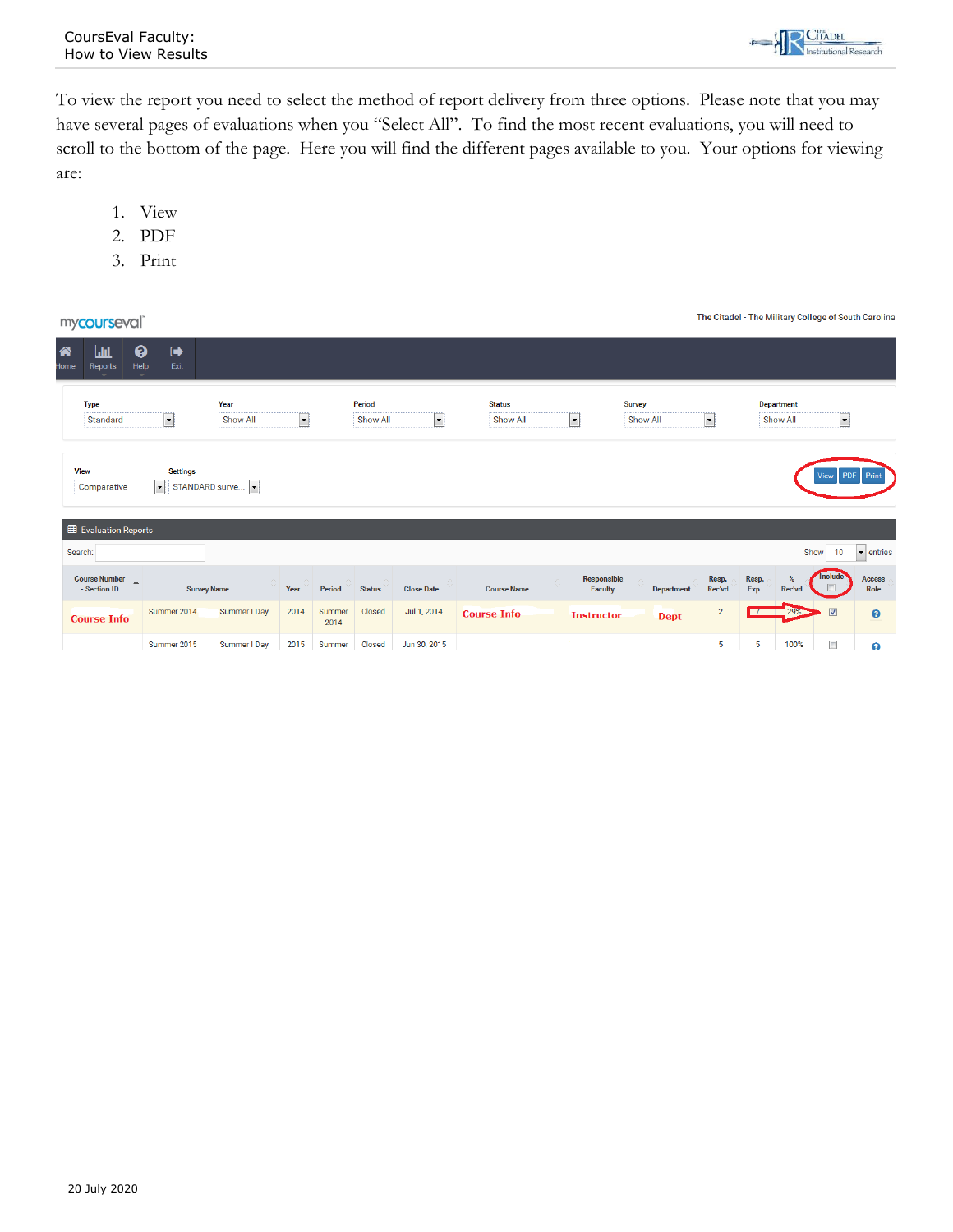To view the report you need to select the method of report delivery from three options. Please note that you may have several pages of evaluations when you "Select All". To find the most recent evaluations, you will need to scroll to the bottom of the page. Here you will find the different pages available to you. Your options for viewing are:

1. View
2. PDF
3. Print

mycourseeval

The Citadel - The Military College of South Carolina

Home | Reports | Help | Exit

| Type | Year | Period | Status | Survey | Department |
|---|---|---|---|---|---|
| Standard | Show All | Show All | Show All | Show All | Show All |

| View | Settings |
|---|---|
| Comparative | STANDARD surve... |

View | PDF | Print

Evaluation Reports

Search: | Show 10 entries

| Course Number - Section ID | Survey Name | | Year | Period | Status | Close Date | Course Name | Responsible Faculty | Department | Resp. Rec'vd | Resp. Exp. | % Rec'vd | Include | Access Role |
|---|---|---|---|---|---|---|---|---|---|---|---|---|---|---|
| Course Info | Summer 2014 | Summer I Day | 2014 | Summer 2014 | Closed | Jul 1, 2014 | Course Info | Instructor | Dept | 2 | 7 | 29% | ☑ | ? |
| | Summer 2015 | Summer I Day | 2015 | Summer | Closed | Jun 30, 2015 | | | | 5 | 5 | 100% | ☐ | ? |

20 July 2020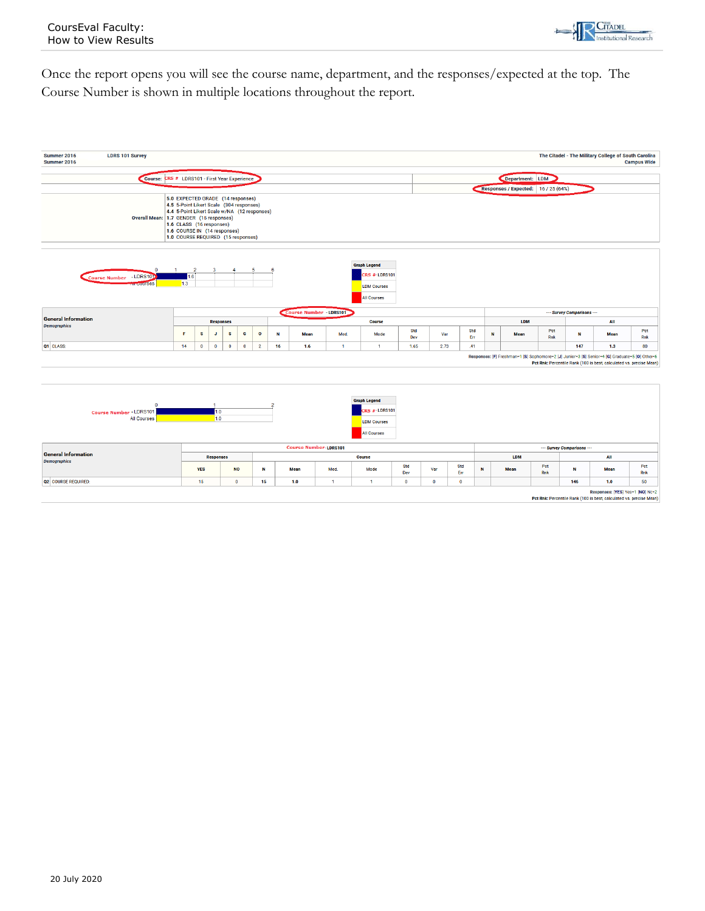Once the report opens you will see the course name, department, and the responses/expected at the top. The Course Number is shown in multiple locations throughout the report.

Summer 2016
Summer 2016

LDRS 101 Survey

The Citadel - The Military College of South Carolina
Campus Wide

Course: CRS # LDRS101 - First Year Experience

Department: LDM

Responses / Expected: 16 / 25 (64%)

Overall Mean:
- 5.0 EXPECTED GRADE (14 responses)
- 4.5 5-Point Likert Scale (304 responses)
- 4.4 5-Point Likert Scale w/NA (12 responses)
- 1.7 GENDER (15 responses)
- 1.6 CLASS (16 responses)
- 1.6 COURSE IN (14 responses)
- 1.0 COURSE REQUIRED (15 responses)

Course Number - LDRS101: 1.6
All Courses: 1.3

Graph Legend: CRS # - LDRS101; LDM Courses; All Courses

| General Information *Demographics* | Responses | | | | | | Course Number - LDRS101 | | | | | | | | --- Survey Comparisons --- | | | | | |
|---|---|---|---|---|---|---|---|---|---|---|---|---|---|---|---|---|---|---|---|---|
| | | | | | | | Course | | | | | | | | LDM | | | All | | |
| | F | S | J | S | G | O | N | Mean | Med. | Mode | Std Dev | Var | Std Err | N | Mean | Pct Rnk | N | Mean | Pct Rnk |
| Q1 CLASS | 14 | 0 | 0 | 0 | 0 | 2 | 16 | 1.6 | 1 | 1 | 1.65 | 2.73 | .41 | | | | 147 | 1.3 | 80 |

Responses: [F] Freshman=1 [S] Sophomore=2 [J] Junior=3 [S] Senior=4 [G] Graduate=5 [O] Other=6
Pct Rnk: Percentile Rank (100 is best, calculated vs. precise Mean)

Course Number - LDRS101: 1.0
All Courses: 1.0

Graph Legend: CRS # - LDRS101; LDM Courses; All Courses

| General Information *Demographics* | Responses | | Course Number - LDRS101 | | | | | | | --- Survey Comparisons --- | | | | | |
|---|---|---|---|---|---|---|---|---|---|---|---|---|---|---|---|
| | | | Course | | | | | | | LDM | | | All | | |
| | YES | NO | N | Mean | Med. | Mode | Std Dev | Var | Std Err | N | Mean | Pct Rnk | N | Mean | Pct Rnk |
| Q2 COURSE REQUIRED | 15 | 0 | 15 | 1.0 | 1 | 1 | 0 | 0 | 0 | | | | 146 | 1.0 | 50 |

Responses: [YES] Yes=1 [NO] No=2
Pct Rnk: Percentile Rank (100 is best, calculated vs. precise Mean)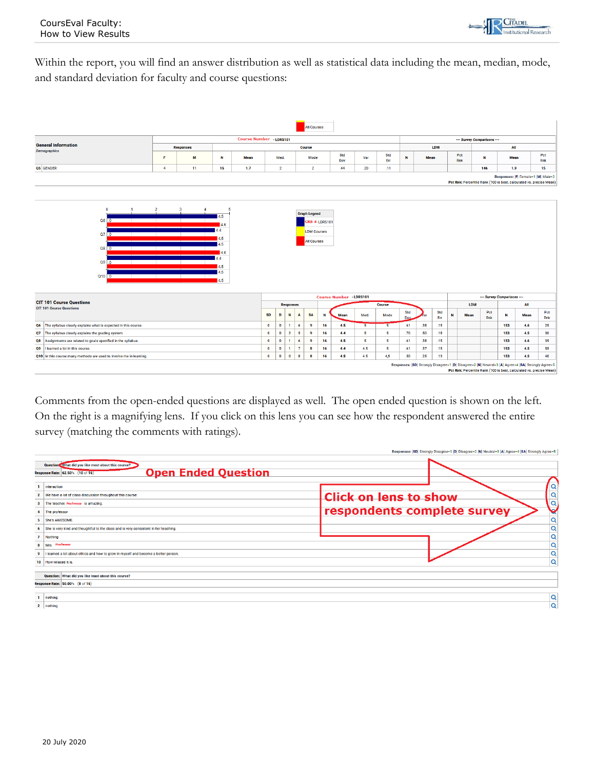Within the report, you will find an answer distribution as well as statistical data including the mean, median, mode, and standard deviation for faculty and course questions:

All Courses

| General Information *Demographics* | Responses | | Course Number - LDRS101 Course | | | | | | | --- Survey Comparisons --- LDM | | | All | | |
|---|---|---|---|---|---|---|---|---|---|---|---|---|---|---|---|
| | F | M | N | Mean | Med. | Mode | Std Dev | Var | Std Err | N | Mean | Pct Rnk | N | Mean | Pct Rnk |
| Q5 GENDER: | 4 | 11 | 15 | 1.7 | 2 | 2 | .44 | .20 | .11 | | | | 146 | 1.9 | 15 |

Responses: [F] Female=1 [M] Male=2
Pct Rnk: Percentile Rank (100 is best, calculated vs. precise Mean)

0 1 2 3 4 5
Q6 Q7 Q8 Q9 Q10
.0 4.5 4.6 .0 4.4 4.5 .0 4.5 4.6 .0 4.4 4.5 .0 4.5 4.5

Graph Legend
CRS #: LDRS101
LDM Courses
All Courses

| CIT 101 Course Questions *CIT 101 Course Questions* | Responses | | | | | Course Number - LDRS101 Course | | | | | | | --- Survey Comparisons --- LDM | | | All | | |
|---|---|---|---|---|---|---|---|---|---|---|---|---|---|---|---|---|---|---|
| | SD | D | N | A | SA | N | Mean | Med. | Mode | Std Dev | Var | Std Err | N | Mean | Pct Rnk | N | Mean | Pct Rnk |
| Q6 The syllabus clearly explains what is expected in this course. | 0 | 0 | 1 | 6 | 9 | 16 | 4.5 | 5 | 5 | .61 | .38 | .15 | | | | 153 | 4.6 | 25 |
| Q7 The syllabus clearly explains the grading system. | 0 | 0 | 2 | 5 | 9 | 16 | 4.4 | 5 | 5 | .70 | .50 | .18 | | | | 153 | 4.5 | 30 |
| Q8 Assignments are related to goals specified in the syllabus. | 0 | 0 | 1 | 6 | 9 | 16 | 4.5 | 5 | 5 | .61 | .38 | .15 | | | | 153 | 4.6 | 35 |
| Q9 I learned a lot in this course. | 0 | 0 | 1 | 7 | 8 | 16 | 4.4 | 4.5 | 5 | .61 | .37 | .15 | | | | 153 | 4.5 | 55 |
| Q10 In this course many methods are used to involve me in learning. | 0 | 0 | 0 | 8 | 8 | 16 | 4.5 | 4.5 | 4,5 | .50 | .25 | .13 | | | | 153 | 4.5 | 40 |

Responses: [SD] Strongly Disagree=1 [D] Disagree=2 [N] Neutral=3 [A] Agree=4 [SA] Strongly Agree=5
Pct Rnk: Percentile Rank (100 is best, calculated vs. precise Mean)

Comments from the open-ended questions are displayed as well. The open ended question is shown on the left. On the right is a magnifying lens. If you click on this lens you can see how the respondent answered the entire survey (matching the comments with ratings).

Responses: [SD] Strongly Disagree=1 [D] Disagree=2 [N] Neutral=3 [A] Agree=4 [SA] Strongly Agree=5

**Question:** What did you like most about this course?
**Response Rate:** 62.50% (10 of 16)

**Open Ended Question**

**Click on lens to show respondents complete survey**

| | |
|---|---|
| 1 | interaction |
| 2 | We have a lot of class discussion throughout this course. |
| 3 | The teacher. Professor is amazing. |
| 4 | The professor |
| 5 | She's AWESOME. |
| 6 | She is very kind and thoughtful to the class and is very consistent in her teaching. |
| 7 | Nothing |
| 8 | Mrs. Professor |
| 9 | I learned a lot about ethics and how to grow in myself and become a better person. |
| 10 | How relaxed it is. |

**Question:** What did you like least about this course?
**Response Rate:** 50.00% (8 of 16)

| | |
|---|---|
| 1 | nothing |
| 2 | nothing |